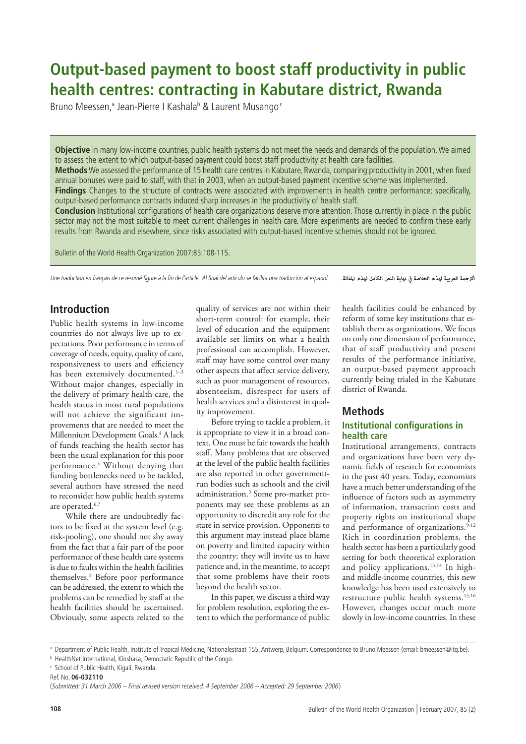# Output-based payment to boost staff productivity in public health centres: contracting in Kabutare district, Rwanda

Bruno Meessen,[a] Jean-Pierre I Kashala[b] & Laurent Musango[c]

**Objective** In many low-income countries, public health systems do not meet the needs and demands of the population. We aimed to assess the extent to which output-based payment could boost staff productivity at health care facilities.

**Methods** We assessed the performance of 15 health care centres in Kabutare, Rwanda, comparing productivity in 2001, when fixed annual bonuses were paid to staff, with that in 2003, when an output-based payment incentive scheme was implemented.

**Findings** Changes to the structure of contracts were associated with improvements in health centre performance: specifically, output-based performance contracts induced sharp increases in the productivity of health staff.

**Conclusion** Institutional configurations of health care organizations deserve more attention. Those currently in place in the public sector may not the most suitable to meet current challenges in health care. More experiments are needed to confirm these early results from Rwanda and elsewhere, since risks associated with output-based incentive schemes should not be ignored.

Bulletin of the World Health Organization 2007;85:108-115.

*Une traduction en français de ce résumé figure à la fin de l'article. Al final del artículo se facilita una traducción al español.* الترجمة العربية لهذه الخلاصة في نهاية النص الكامل لهذه المقالة.

## Introduction

Public health systems in low-income countries do not always live up to expectations. Poor performance in terms of coverage of needs, equity, quality of care, responsiveness to users and efficiency has been extensively documented.[1–3] Without major changes, especially in the delivery of primary health care, the health status in most rural populations will not achieve the significant improvements that are needed to meet the Millennium Development Goals.[4] A lack of funds reaching the health sector has been the usual explanation for this poor performance.[5] Without denying that funding bottlenecks need to be tackled, several authors have stressed the need to reconsider how public health systems are operated.[6,7]

While there are undoubtedly factors to be fixed at the system level (e.g. risk-pooling), one should not shy away from the fact that a fair part of the poor performance of these health care systems is due to faults within the health facilities themselves.[8] Before poor performance can be addressed, the extent to which the problems can be remedied by staff at the health facilities should be ascertained. Obviously, some aspects related to the quality of services are not within their short-term control: for example, their level of education and the equipment available set limits on what a health professional can accomplish. However, staff may have some control over many other aspects that affect service delivery, such as poor management of resources, absenteeism, disrespect for users of health services and a disinterest in quality improvement.

Before trying to tackle a problem, it is appropriate to view it in a broad context. One must be fair towards the health staff. Many problems that are observed at the level of the public health facilities are also reported in other government-run bodies such as schools and the civil administration.[3] Some pro-market proponents may see these problems as an opportunity to discredit any role for the state in service provision. Opponents to this argument may instead place blame on poverty and limited capacity within the country; they will invite us to have patience and, in the meantime, to accept that some problems have their roots beyond the health sector.

In this paper, we discuss a third way for problem resolution, exploring the extent to which the performance of public health facilities could be enhanced by reform of some key institutions that establish them as organizations. We focus on only one dimension of performance, that of staff productivity and present results of the performance initiative, an output-based payment approach currently being trialed in the Kabutare district of Rwanda.

## Methods

### Institutional configurations in health care

Institutional arrangements, contracts and organizations have been very dynamic fields of research for economists in the past 40 years. Today, economists have a much better understanding of the influence of factors such as asymmetry of information, transaction costs and property rights on institutional shape and performance of organizations.[9-12] Rich in coordination problems, the health sector has been a particularly good setting for both theoretical exploration and policy applications.[13,14] In high- and middle-income countries, this new knowledge has been used extensively to restructure public health systems.[15,16] However, changes occur much more slowly in low-income countries. In these

---

[a] Department of Public Health, Institute of Tropical Medicine, Nationalestraat 155, Antwerp, Belgium. Correspondence to Bruno Meessen (email: bmeessen@itg.be).

[b] HealthNet International, Kinshasa, Democratic Republic of the Congo.

[c] School of Public Health, Kigali, Rwanda.

Ref. No. **06-032110**

(*Submitted: 31 March 2006 – Final revised version received: 4 September 2006 – Accepted: 29 September 2006*)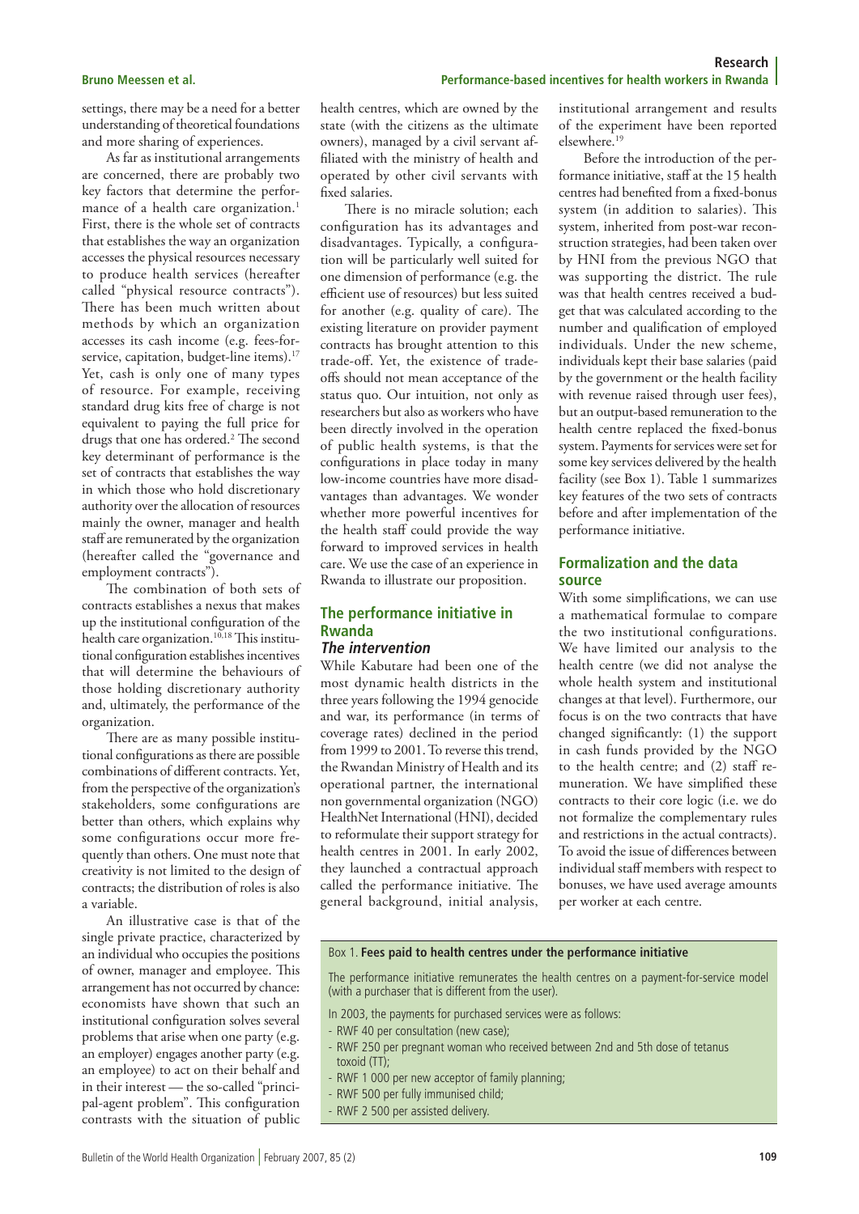settings, there may be a need for a better understanding of theoretical foundations and more sharing of experiences.

As far as institutional arrangements are concerned, there are probably two key factors that determine the performance of a health care organization.[1] First, there is the whole set of contracts that establishes the way an organization accesses the physical resources necessary to produce health services (hereafter called "physical resource contracts"). There has been much written about methods by which an organization accesses its cash income (e.g. fees-for-service, capitation, budget-line items).[17] Yet, cash is only one of many types of resource. For example, receiving standard drug kits free of charge is not equivalent to paying the full price for drugs that one has ordered.[2] The second key determinant of performance is the set of contracts that establishes the way in which those who hold discretionary authority over the allocation of resources mainly the owner, manager and health staff are remunerated by the organization (hereafter called the "governance and employment contracts").

The combination of both sets of contracts establishes a nexus that makes up the institutional configuration of the health care organization.[10,18] This institutional configuration establishes incentives that will determine the behaviours of those holding discretionary authority and, ultimately, the performance of the organization.

There are as many possible institutional configurations as there are possible combinations of different contracts. Yet, from the perspective of the organization's stakeholders, some configurations are better than others, which explains why some configurations occur more frequently than others. One must note that creativity is not limited to the design of contracts; the distribution of roles is also a variable.

An illustrative case is that of the single private practice, characterized by an individual who occupies the positions of owner, manager and employee. This arrangement has not occurred by chance: economists have shown that such an institutional configuration solves several problems that arise when one party (e.g. an employer) engages another party (e.g. an employee) to act on their behalf and in their interest — the so-called "principal-agent problem". This configuration contrasts with the situation of public health centres, which are owned by the state (with the citizens as the ultimate owners), managed by a civil servant affiliated with the ministry of health and operated by other civil servants with fixed salaries.

There is no miracle solution; each configuration has its advantages and disadvantages. Typically, a configuration will be particularly well suited for one dimension of performance (e.g. the efficient use of resources) but less suited for another (e.g. quality of care). The existing literature on provider payment contracts has brought attention to this trade-off. Yet, the existence of trade-offs should not mean acceptance of the status quo. Our intuition, not only as researchers but also as workers who have been directly involved in the operation of public health systems, is that the configurations in place today in many low-income countries have more disadvantages than advantages. We wonder whether more powerful incentives for the health staff could provide the way forward to improved services in health care. We use the case of an experience in Rwanda to illustrate our proposition.

## The performance initiative in Rwanda

### The intervention

While Kabutare had been one of the most dynamic health districts in the three years following the 1994 genocide and war, its performance (in terms of coverage rates) declined in the period from 1999 to 2001. To reverse this trend, the Rwandan Ministry of Health and its operational partner, the international non governmental organization (NGO) HealthNet International (HNI), decided to reformulate their support strategy for health centres in 2001. In early 2002, they launched a contractual approach called the performance initiative. The general background, initial analysis, institutional arrangement and results of the experiment have been reported elsewhere.[19]

Before the introduction of the performance initiative, staff at the 15 health centres had benefited from a fixed-bonus system (in addition to salaries). This system, inherited from post-war reconstruction strategies, had been taken over by HNI from the previous NGO that was supporting the district. The rule was that health centres received a budget that was calculated according to the number and qualification of employed individuals. Under the new scheme, individuals kept their base salaries (paid by the government or the health facility with revenue raised through user fees), but an output-based remuneration to the health centre replaced the fixed-bonus system. Payments for services were set for some key services delivered by the health facility (see Box 1). Table 1 summarizes key features of the two sets of contracts before and after implementation of the performance initiative.

## Formalization and the data source

With some simplifications, we can use a mathematical formulae to compare the two institutional configurations. We have limited our analysis to the health centre (we did not analyse the whole health system and institutional changes at that level). Furthermore, our focus is on the two contracts that have changed significantly: (1) the support in cash funds provided by the NGO to the health centre; and (2) staff remuneration. We have simplified these contracts to their core logic (i.e. we do not formalize the complementary rules and restrictions in the actual contracts). To avoid the issue of differences between individual staff members with respect to bonuses, we have used average amounts per worker at each centre.

**Box 1. Fees paid to health centres under the performance initiative**

The performance initiative remunerates the health centres on a payment-for-service model (with a purchaser that is different from the user).

In 2003, the payments for purchased services were as follows:

- RWF 40 per consultation (new case);
- RWF 250 per pregnant woman who received between 2nd and 5th dose of tetanus toxoid (TT);
- RWF 1 000 per new acceptor of family planning;
- RWF 500 per fully immunised child;
- RWF 2 500 per assisted delivery.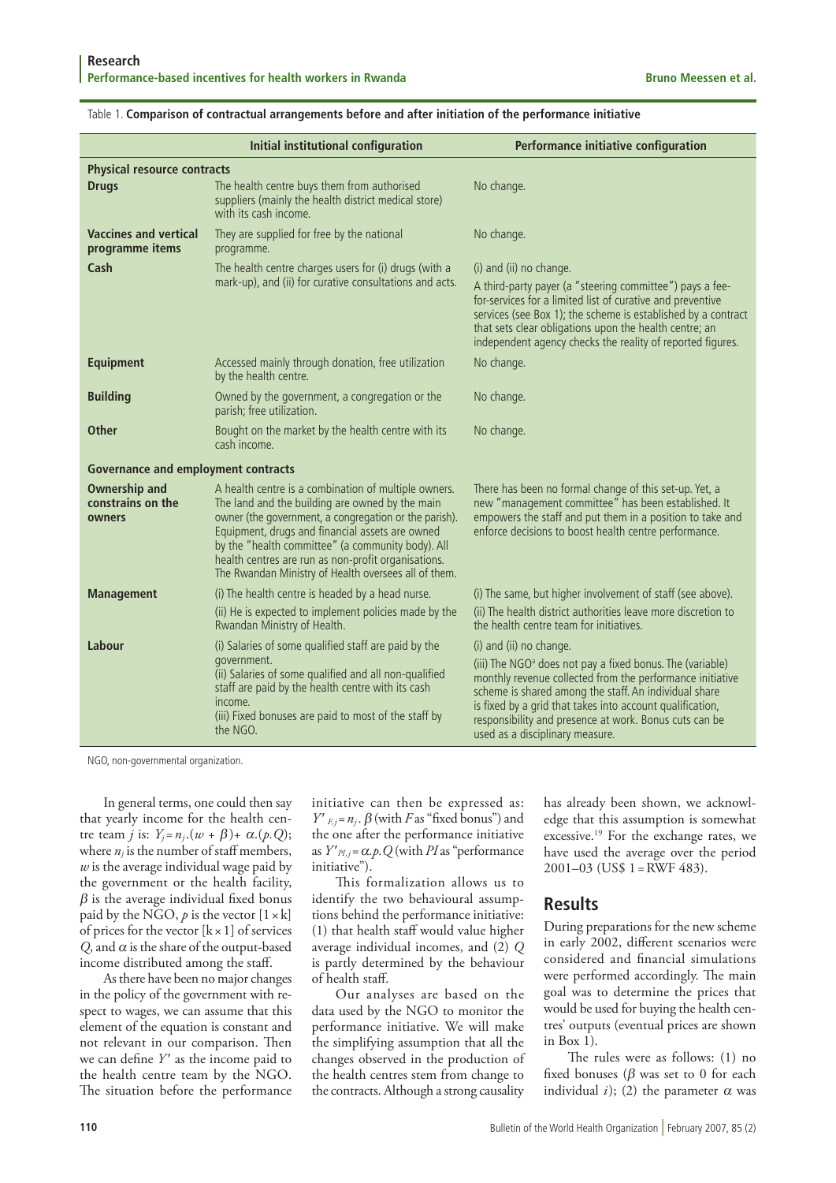Table 1. **Comparison of contractual arrangements before and after initiation of the performance initiative**

| | Initial institutional configuration | Performance initiative configuration |
|---|---|---|
| **Physical resource contracts** | | |
| **Drugs** | The health centre buys them from authorised suppliers (mainly the health district medical store) with its cash income. | No change. |
| **Vaccines and vertical programme items** | They are supplied for free by the national programme. | No change. |
| **Cash** | The health centre charges users for (i) drugs (with a mark-up), and (ii) for curative consultations and acts. | (i) and (ii) no change. A third-party payer (a "steering committee") pays a fee-for-services for a limited list of curative and preventive services (see Box 1); the scheme is established by a contract that sets clear obligations upon the health centre; an independent agency checks the reality of reported figures. |
| **Equipment** | Accessed mainly through donation, free utilization by the health centre. | No change. |
| **Building** | Owned by the government, a congregation or the parish; free utilization. | No change. |
| **Other** | Bought on the market by the health centre with its cash income. | No change. |
| **Governance and employment contracts** | | |
| **Ownership and constrains on the owners** | A health centre is a combination of multiple owners. The land and the building are owned by the main owner (the government, a congregation or the parish). Equipment, drugs and financial assets are owned by the "health committee" (a community body). All health centres are run as non-profit organisations. The Rwandan Ministry of Health oversees all of them. | There has been no formal change of this set-up. Yet, a new "management committee" has been established. It empowers the staff and put them in a position to take and enforce decisions to boost health centre performance. |
| **Management** | (i) The health centre is headed by a head nurse. (ii) He is expected to implement policies made by the Rwandan Ministry of Health. | (i) The same, but higher involvement of staff (see above). (ii) The health district authorities leave more discretion to the health centre team for initiatives. |
| **Labour** | (i) Salaries of some qualified staff are paid by the government. (ii) Salaries of some qualified and all non-qualified staff are paid by the health centre with its cash income. (iii) Fixed bonuses are paid to most of the staff by the NGO. | (i) and (ii) no change. (iii) The NGO[a] does not pay a fixed bonus. The (variable) monthly revenue collected from the performance initiative scheme is shared among the staff. An individual share is fixed by a grid that takes into account qualification, responsibility and presence at work. Bonus cuts can be used as a disciplinary measure. |

NGO, non-governmental organization.

In general terms, one could then say that yearly income for the health centre team $j$ is: $Y_j = n_j.(w + \beta) + \alpha.(p.Q)$; where $n_j$ is the number of staff members, $w$ is the average individual wage paid by the government or the health facility, $\beta$ is the average individual fixed bonus paid by the NGO, $p$ is the vector $[1 \times k]$ of prices for the vector $[k \times 1]$ of services $Q$, and $\alpha$ is the share of the output-based income distributed among the staff.

As there have been no major changes in the policy of the government with respect to wages, we can assume that this element of the equation is constant and not relevant in our comparison. Then we can define $Y'$ as the income paid to the health centre team by the NGO. The situation before the performance initiative can then be expressed as: $Y'_{F,j} = n_j.\beta$ (with $F$ as "fixed bonus") and the one after the performance initiative as $Y'_{PI,j} = \alpha.p.Q$ (with $PI$ as "performance initiative").

This formalization allows us to identify the two behavioural assumptions behind the performance initiative: (1) that health staff would value higher average individual incomes, and (2) $Q$ is partly determined by the behaviour of health staff.

Our analyses are based on the data used by the NGO to monitor the performance initiative. We will make the simplifying assumption that all the changes observed in the production of the health centres stem from change to the contracts. Although a strong causality has already been shown, we acknowledge that this assumption is somewhat excessive.[19] For the exchange rates, we have used the average over the period 2001–03 (US$ 1 = RWF 483).

## Results

During preparations for the new scheme in early 2002, different scenarios were considered and financial simulations were performed accordingly. The main goal was to determine the prices that would be used for buying the health centres' outputs (eventual prices are shown in Box 1).

The rules were as follows: (1) no fixed bonuses ($\beta$ was set to 0 for each individual $i$); (2) the parameter $\alpha$ was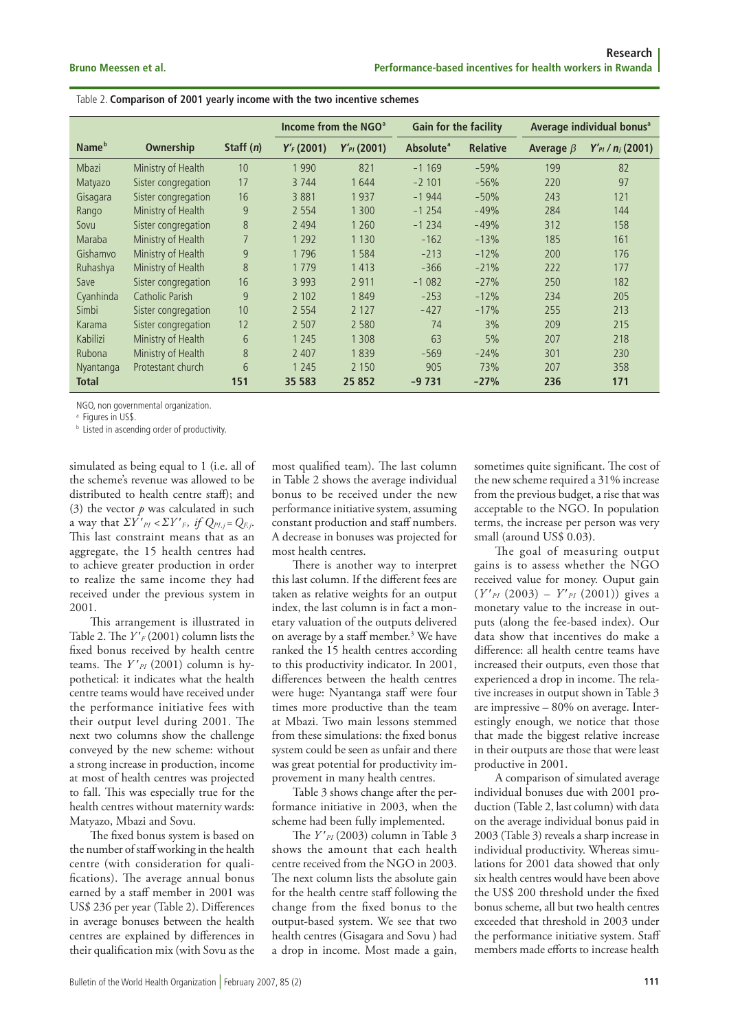Table 2. **Comparison of 2001 yearly income with the two incentive schemes**

| Name[b] | Ownership | Staff ($n$) | Income from the NGO[a] | | Gain for the facility | | Average individual bonus[a] | |
|---|---|---|---|---|---|---|---|---|
| | | | $Y'_F$ (2001) | $Y'_{PI}$ (2001) | Absolute[a] | Relative | Average $\beta$ | $Y'_{PI} / n_j$ (2001) |
| Mbazi | Ministry of Health | 10 | 1 990 | 821 | −1 169 | −59% | 199 | 82 |
| Matyazo | Sister congregation | 17 | 3 744 | 1 644 | −2 101 | −56% | 220 | 97 |
| Gisagara | Sister congregation | 16 | 3 881 | 1 937 | −1 944 | −50% | 243 | 121 |
| Rango | Ministry of Health | 9 | 2 554 | 1 300 | −1 254 | −49% | 284 | 144 |
| Sovu | Sister congregation | 8 | 2 494 | 1 260 | −1 234 | −49% | 312 | 158 |
| Maraba | Ministry of Health | 7 | 1 292 | 1 130 | −162 | −13% | 185 | 161 |
| Gishamvo | Ministry of Health | 9 | 1 796 | 1 584 | −213 | −12% | 200 | 176 |
| Ruhashya | Ministry of Health | 8 | 1 779 | 1 413 | −366 | −21% | 222 | 177 |
| Save | Sister congregation | 16 | 3 993 | 2 911 | −1 082 | −27% | 250 | 182 |
| Cyanhinda | Catholic Parish | 9 | 2 102 | 1 849 | −253 | −12% | 234 | 205 |
| Simbi | Sister congregation | 10 | 2 554 | 2 127 | −427 | −17% | 255 | 213 |
| Karama | Sister congregation | 12 | 2 507 | 2 580 | 74 | 3% | 209 | 215 |
| Kabilizi | Ministry of Health | 6 | 1 245 | 1 308 | 63 | 5% | 207 | 218 |
| Rubona | Ministry of Health | 8 | 2 407 | 1 839 | −569 | −24% | 301 | 230 |
| Nyantanga | Protestant church | 6 | 1 245 | 2 150 | 905 | 73% | 207 | 358 |
| **Total** | | **151** | **35 583** | **25 852** | **−9 731** | **−27%** | **236** | **171** |

NGO, non governmental organization.

[a] Figures in US$.

[b] Listed in ascending order of productivity.

simulated as being equal to 1 (i.e. all of the scheme's revenue was allowed to be distributed to health centre staff); and (3) the vector $p$ was calculated in such a way that $\Sigma Y'_{PI} < \Sigma Y'_F$, *if* $Q_{PI,j} = Q_{F,j}$. This last constraint means that as an aggregate, the 15 health centres had to achieve greater production in order to realize the same income they had received under the previous system in 2001.

This arrangement is illustrated in Table 2. The $Y'_F$ (2001) column lists the fixed bonus received by health centre teams. The $Y'_{PI}$ (2001) column is hypothetical: it indicates what the health centre teams would have received under the performance initiative fees with their output level during 2001. The next two columns show the challenge conveyed by the new scheme: without a strong increase in production, income at most of health centres was projected to fall. This was especially true for the health centres without maternity wards: Matyazo, Mbazi and Sovu.

The fixed bonus system is based on the number of staff working in the health centre (with consideration for qualifications). The average annual bonus earned by a staff member in 2001 was US$ 236 per year (Table 2). Differences in average bonuses between the health centres are explained by differences in their qualification mix (with Sovu as the most qualified team). The last column in Table 2 shows the average individual bonus to be received under the new performance initiative system, assuming constant production and staff numbers. A decrease in bonuses was projected for most health centres.

There is another way to interpret this last column. If the different fees are taken as relative weights for an output index, the last column is in fact a monetary valuation of the outputs delivered on average by a staff member.[3] We have ranked the 15 health centres according to this productivity indicator. In 2001, differences between the health centres were huge: Nyantanga staff were four times more productive than the team at Mbazi. Two main lessons stemmed from these simulations: the fixed bonus system could be seen as unfair and there was great potential for productivity improvement in many health centres.

Table 3 shows change after the performance initiative in 2003, when the scheme had been fully implemented.

The $Y'_{PI}$ (2003) column in Table 3 shows the amount that each health centre received from the NGO in 2003. The next column lists the absolute gain for the health centre staff following the change from the fixed bonus to the output-based system. We see that two health centres (Gisagara and Sovu ) had a drop in income. Most made a gain, sometimes quite significant. The cost of the new scheme required a 31% increase from the previous budget, a rise that was acceptable to the NGO. In population terms, the increase per person was very small (around US$ 0.03).

The goal of measuring output gains is to assess whether the NGO received value for money. Ouput gain ($Y'_{PI}$ (2003) – $Y'_{PI}$ (2001)) gives a monetary value to the increase in outputs (along the fee-based index). Our data show that incentives do make a difference: all health centre teams have increased their outputs, even those that experienced a drop in income. The relative increases in output shown in Table 3 are impressive – 80% on average. Interestingly enough, we notice that those that made the biggest relative increase in their outputs are those that were least productive in 2001.

A comparison of simulated average individual bonuses due with 2001 production (Table 2, last column) with data on the average individual bonus paid in 2003 (Table 3) reveals a sharp increase in individual productivity. Whereas simulations for 2001 data showed that only six health centres would have been above the US$ 200 threshold under the fixed bonus scheme, all but two health centres exceeded that threshold in 2003 under the performance initiative system. Staff members made efforts to increase health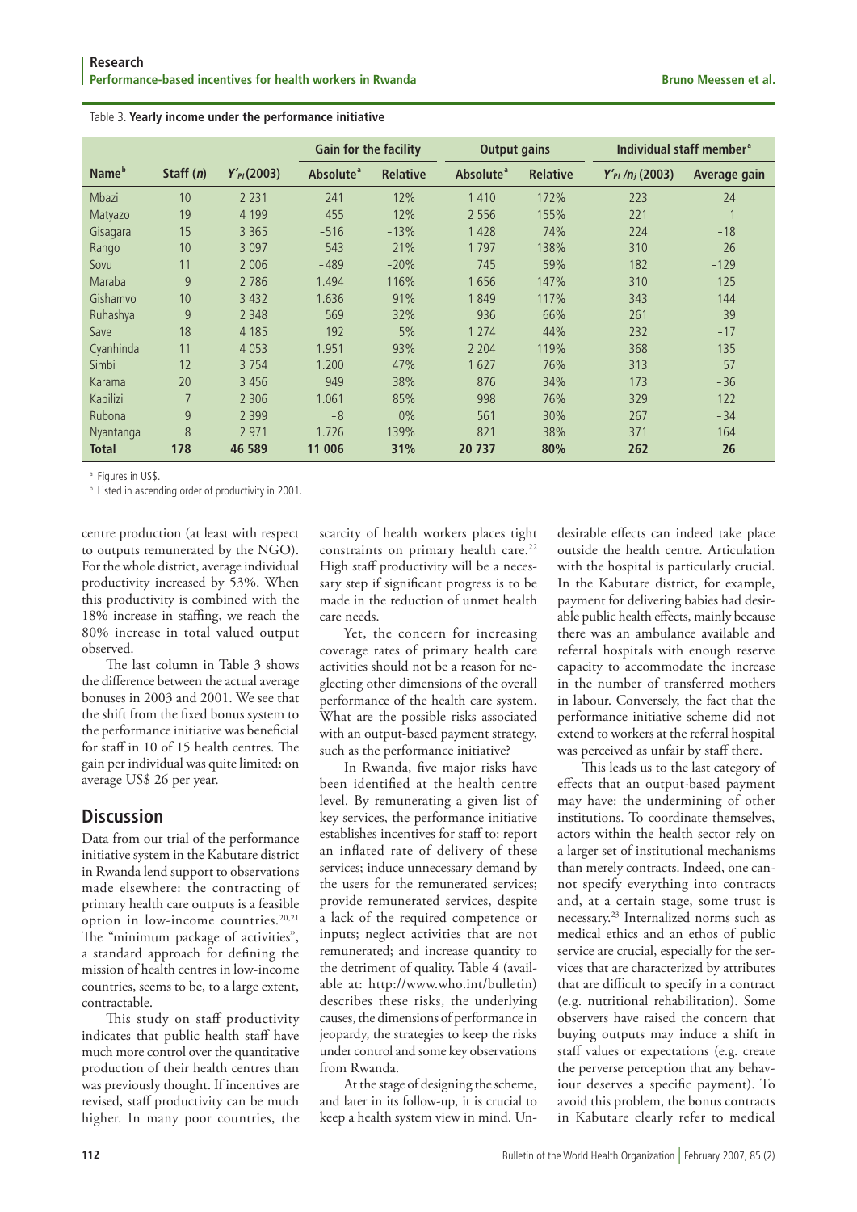Table 3. **Yearly income under the performance initiative**

| Name[b] | Staff ($n$) | $Y'_{PI}$(2003) | Gain for the facility | | Output gains | | Individual staff member[a] | |
|---|---|---|---|---|---|---|---|---|
| | | | Absolute[a] | Relative | Absolute[a] | Relative | $Y'_{PI}/n_j$ (2003) | Average gain |
| Mbazi | 10 | 2 231 | 241 | 12% | 1 410 | 172% | 223 | 24 |
| Matyazo | 19 | 4 199 | 455 | 12% | 2 556 | 155% | 221 | 1 |
| Gisagara | 15 | 3 365 | −516 | −13% | 1 428 | 74% | 224 | −18 |
| Rango | 10 | 3 097 | 543 | 21% | 1 797 | 138% | 310 | 26 |
| Sovu | 11 | 2 006 | −489 | −20% | 745 | 59% | 182 | −129 |
| Maraba | 9 | 2 786 | 1.494 | 116% | 1 656 | 147% | 310 | 125 |
| Gishamvo | 10 | 3 432 | 1.636 | 91% | 1 849 | 117% | 343 | 144 |
| Ruhashya | 9 | 2 348 | 569 | 32% | 936 | 66% | 261 | 39 |
| Save | 18 | 4 185 | 192 | 5% | 1 274 | 44% | 232 | −17 |
| Cyanhinda | 11 | 4 053 | 1.951 | 93% | 2 204 | 119% | 368 | 135 |
| Simbi | 12 | 3 754 | 1.200 | 47% | 1 627 | 76% | 313 | 57 |
| Karama | 20 | 3 456 | 949 | 38% | 876 | 34% | 173 | −36 |
| Kabilizi | 7 | 2 306 | 1.061 | 85% | 998 | 76% | 329 | 122 |
| Rubona | 9 | 2 399 | −8 | 0% | 561 | 30% | 267 | −34 |
| Nyantanga | 8 | 2 971 | 1.726 | 139% | 821 | 38% | 371 | 164 |
| **Total** | **178** | **46 589** | **11 006** | **31%** | **20 737** | **80%** | **262** | **26** |

[a] Figures in US$.

[b] Listed in ascending order of productivity in 2001.

centre production (at least with respect to outputs remunerated by the NGO). For the whole district, average individual productivity increased by 53%. When this productivity is combined with the 18% increase in staffing, we reach the 80% increase in total valued output observed.

The last column in Table 3 shows the difference between the actual average bonuses in 2003 and 2001. We see that the shift from the fixed bonus system to the performance initiative was beneficial for staff in 10 of 15 health centres. The gain per individual was quite limited: on average US$ 26 per year.

## Discussion

Data from our trial of the performance initiative system in the Kabutare district in Rwanda lend support to observations made elsewhere: the contracting of primary health care outputs is a feasible option in low-income countries.[20,21] The "minimum package of activities", a standard approach for defining the mission of health centres in low-income countries, seems to be, to a large extent, contractable.

This study on staff productivity indicates that public health staff have much more control over the quantitative production of their health centres than was previously thought. If incentives are revised, staff productivity can be much higher. In many poor countries, the scarcity of health workers places tight constraints on primary health care.[22] High staff productivity will be a necessary step if significant progress is to be made in the reduction of unmet health care needs.

Yet, the concern for increasing coverage rates of primary health care activities should not be a reason for neglecting other dimensions of the overall performance of the health care system. What are the possible risks associated with an output-based payment strategy, such as the performance initiative?

In Rwanda, five major risks have been identified at the health centre level. By remunerating a given list of key services, the performance initiative establishes incentives for staff to: report an inflated rate of delivery of these services; induce unnecessary demand by the users for the remunerated services; provide remunerated services, despite a lack of the required competence or inputs; neglect activities that are not remunerated; and increase quantity to the detriment of quality. Table 4 (available at: http://www.who.int/bulletin) describes these risks, the underlying causes, the dimensions of performance in jeopardy, the strategies to keep the risks under control and some key observations from Rwanda.

At the stage of designing the scheme, and later in its follow-up, it is crucial to keep a health system view in mind. Undesirable effects can indeed take place outside the health centre. Articulation with the hospital is particularly crucial. In the Kabutare district, for example, payment for delivering babies had desirable public health effects, mainly because there was an ambulance available and referral hospitals with enough reserve capacity to accommodate the increase in the number of transferred mothers in labour. Conversely, the fact that the performance initiative scheme did not extend to workers at the referral hospital was perceived as unfair by staff there.

This leads us to the last category of effects that an output-based payment may have: the undermining of other institutions. To coordinate themselves, actors within the health sector rely on a larger set of institutional mechanisms than merely contracts. Indeed, one cannot specify everything into contracts and, at a certain stage, some trust is necessary.[23] Internalized norms such as medical ethics and an ethos of public service are crucial, especially for the services that are characterized by attributes that are difficult to specify in a contract (e.g. nutritional rehabilitation). Some observers have raised the concern that buying outputs may induce a shift in staff values or expectations (e.g. create the perverse perception that any behaviour deserves a specific payment). To avoid this problem, the bonus contracts in Kabutare clearly refer to medical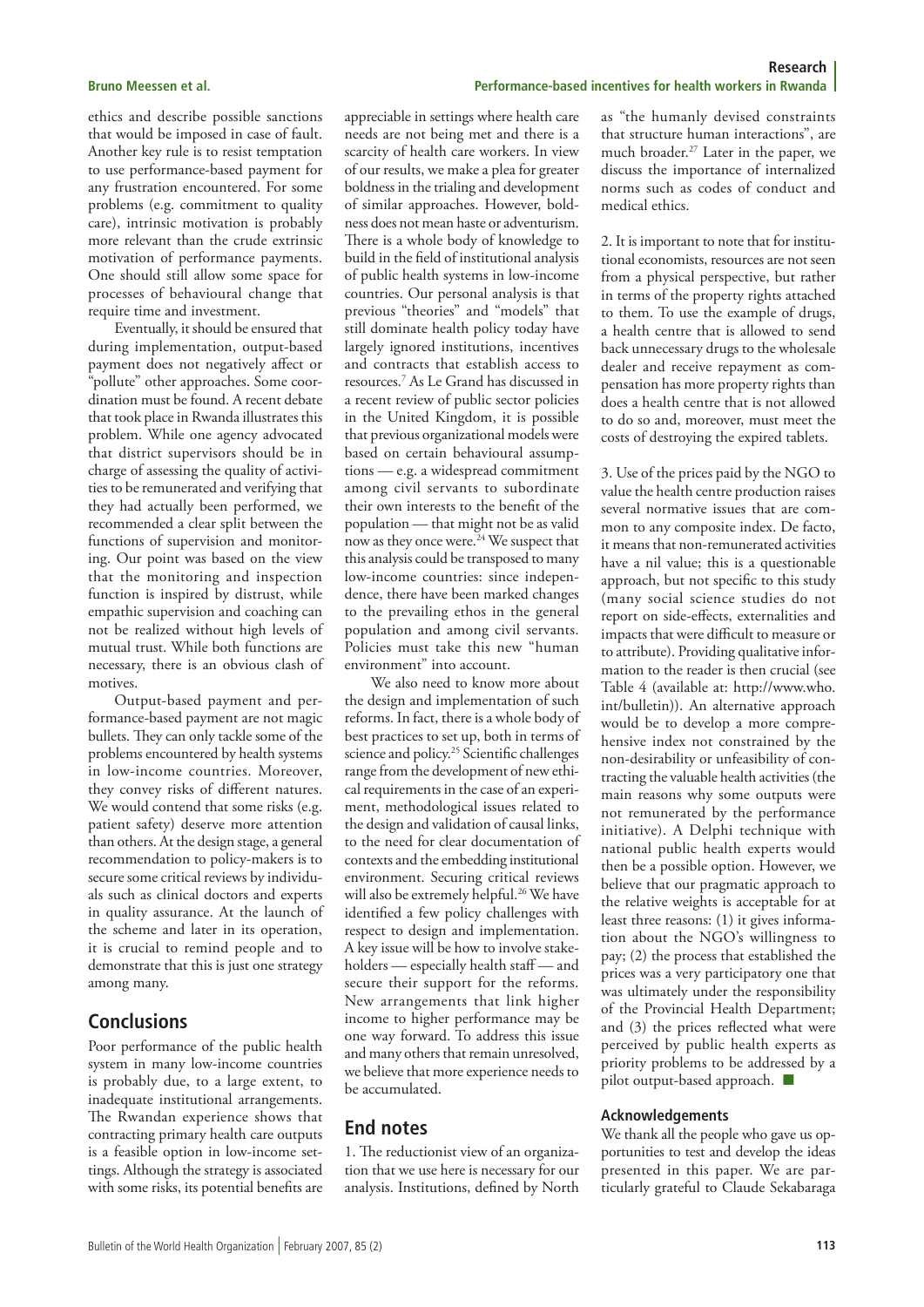ethics and describe possible sanctions that would be imposed in case of fault. Another key rule is to resist temptation to use performance-based payment for any frustration encountered. For some problems (e.g. commitment to quality care), intrinsic motivation is probably more relevant than the crude extrinsic motivation of performance payments. One should still allow some space for processes of behavioural change that require time and investment.

Eventually, it should be ensured that during implementation, output-based payment does not negatively affect or "pollute" other approaches. Some coordination must be found. A recent debate that took place in Rwanda illustrates this problem. While one agency advocated that district supervisors should be in charge of assessing the quality of activities to be remunerated and verifying that they had actually been performed, we recommended a clear split between the functions of supervision and monitoring. Our point was based on the view that the monitoring and inspection function is inspired by distrust, while empathic supervision and coaching can not be realized without high levels of mutual trust. While both functions are necessary, there is an obvious clash of motives.

Output-based payment and performance-based payment are not magic bullets. They can only tackle some of the problems encountered by health systems in low-income countries. Moreover, they convey risks of different natures. We would contend that some risks (e.g. patient safety) deserve more attention than others. At the design stage, a general recommendation to policy-makers is to secure some critical reviews by individuals such as clinical doctors and experts in quality assurance. At the launch of the scheme and later in its operation, it is crucial to remind people and to demonstrate that this is just one strategy among many.

## Conclusions

Poor performance of the public health system in many low-income countries is probably due, to a large extent, to inadequate institutional arrangements. The Rwandan experience shows that contracting primary health care outputs is a feasible option in low-income settings. Although the strategy is associated with some risks, its potential benefits are appreciable in settings where health care needs are not being met and there is a scarcity of health care workers. In view of our results, we make a plea for greater boldness in the trialing and development of similar approaches. However, boldness does not mean haste or adventurism. There is a whole body of knowledge to build in the field of institutional analysis of public health systems in low-income countries. Our personal analysis is that previous "theories" and "models" that still dominate health policy today have largely ignored institutions, incentives and contracts that establish access to resources.[7] As Le Grand has discussed in a recent review of public sector policies in the United Kingdom, it is possible that previous organizational models were based on certain behavioural assumptions — e.g. a widespread commitment among civil servants to subordinate their own interests to the benefit of the population — that might not be as valid now as they once were.[24] We suspect that this analysis could be transposed to many low-income countries: since independence, there have been marked changes to the prevailing ethos in the general population and among civil servants. Policies must take this new "human environment" into account.

We also need to know more about the design and implementation of such reforms. In fact, there is a whole body of best practices to set up, both in terms of science and policy.[25] Scientific challenges range from the development of new ethical requirements in the case of an experiment, methodological issues related to the design and validation of causal links, to the need for clear documentation of contexts and the embedding institutional environment. Securing critical reviews will also be extremely helpful.[26] We have identified a few policy challenges with respect to design and implementation. A key issue will be how to involve stakeholders — especially health staff — and secure their support for the reforms. New arrangements that link higher income to higher performance may be one way forward. To address this issue and many others that remain unresolved, we believe that more experience needs to be accumulated.

## End notes

1. The reductionist view of an organization that we use here is necessary for our analysis. Institutions, defined by North as "the humanly devised constraints that structure human interactions", are much broader.[27] Later in the paper, we discuss the importance of internalized norms such as codes of conduct and medical ethics.

2. It is important to note that for institutional economists, resources are not seen from a physical perspective, but rather in terms of the property rights attached to them. To use the example of drugs, a health centre that is allowed to send back unnecessary drugs to the wholesale dealer and receive repayment as compensation has more property rights than does a health centre that is not allowed to do so and, moreover, must meet the costs of destroying the expired tablets.

3. Use of the prices paid by the NGO to value the health centre production raises several normative issues that are common to any composite index. De facto, it means that non-remunerated activities have a nil value; this is a questionable approach, but not specific to this study (many social science studies do not report on side-effects, externalities and impacts that were difficult to measure or to attribute). Providing qualitative information to the reader is then crucial (see Table 4 (available at: http://www.who.int/bulletin)). An alternative approach would be to develop a more comprehensive index not constrained by the non-desirability or unfeasibility of contracting the valuable health activities (the main reasons why some outputs were not remunerated by the performance initiative). A Delphi technique with national public health experts would then be a possible option. However, we believe that our pragmatic approach to the relative weights is acceptable for at least three reasons: (1) it gives information about the NGO's willingness to pay; (2) the process that established the prices was a very participatory one that was ultimately under the responsibility of the Provincial Health Department; and (3) the prices reflected what were perceived by public health experts as priority problems to be addressed by a pilot output-based approach. ■

### Acknowledgements

We thank all the people who gave us opportunities to test and develop the ideas presented in this paper. We are particularly grateful to Claude Sekabaraga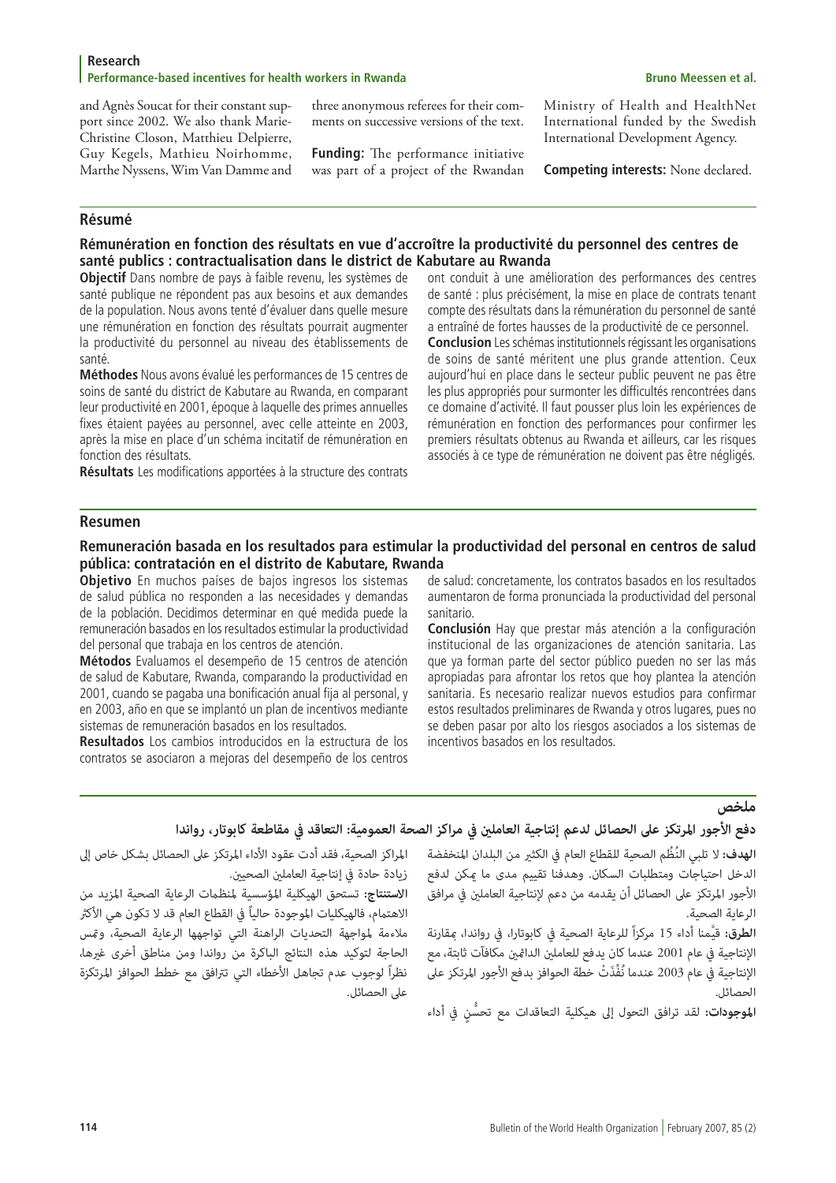and Agnès Soucat for their constant support since 2002. We also thank Marie-Christine Closon, Matthieu Delpierre, Guy Kegels, Mathieu Noirhomme, Marthe Nyssens, Wim Van Damme and three anonymous referees for their comments on successive versions of the text.

**Funding:** The performance initiative was part of a project of the Rwandan Ministry of Health and HealthNet International funded by the Swedish International Development Agency.

**Competing interests:** None declared.

## Résumé

### Rémunération en fonction des résultats en vue d'accroître la productivité du personnel des centres de santé publics : contractualisation dans le district de Kabutare au Rwanda

**Objectif** Dans nombre de pays à faible revenu, les systèmes de santé publique ne répondent pas aux besoins et aux demandes de la population. Nous avons tenté d'évaluer dans quelle mesure une rémunération en fonction des résultats pourrait augmenter la productivité du personnel au niveau des établissements de santé.

**Méthodes** Nous avons évalué les performances de 15 centres de soins de santé du district de Kabutare au Rwanda, en comparant leur productivité en 2001, époque à laquelle des primes annuelles fixes étaient payées au personnel, avec celle atteinte en 2003, après la mise en place d'un schéma incitatif de rémunération en fonction des résultats.

**Résultats** Les modifications apportées à la structure des contrats ont conduit à une amélioration des performances des centres de santé : plus précisément, la mise en place de contrats tenant compte des résultats dans la rémunération du personnel de santé a entraîné de fortes hausses de la productivité de ce personnel.

**Conclusion** Les schémas institutionnels régissant les organisations de soins de santé méritent une plus grande attention. Ceux aujourd'hui en place dans le secteur public peuvent ne pas être les plus appropriés pour surmonter les difficultés rencontrées dans ce domaine d'activité. Il faut pousser plus loin les expériences de rémunération en fonction des performances pour confirmer les premiers résultats obtenus au Rwanda et ailleurs, car les risques associés à ce type de rémunération ne doivent pas être négligés.

## Resumen

### Remuneración basada en los resultados para estimular la productividad del personal en centros de salud pública: contratación en el distrito de Kabutare, Rwanda

**Objetivo** En muchos países de bajos ingresos los sistemas de salud pública no responden a las necesidades y demandas de la población. Decidimos determinar en qué medida puede la remuneración basados en los resultados estimular la productividad del personal que trabaja en los centros de atención.

**Métodos** Evaluamos el desempeño de 15 centros de atención de salud de Kabutare, Rwanda, comparando la productividad en 2001, cuando se pagaba una bonificación anual fija al personal, y en 2003, año en que se implantó un plan de incentivos mediante sistemas de remuneración basados en los resultados.

**Resultados** Los cambios introducidos en la estructura de los contratos se asociaron a mejoras del desempeño de los centros de salud: concretamente, los contratos basados en los resultados aumentaron de forma pronunciada la productividad del personal sanitario.

**Conclusión** Hay que prestar más atención a la configuración institucional de las organizaciones de atención sanitaria. Las que ya forman parte del sector público pueden no ser las más apropiadas para afrontar los retos que hoy plantea la atención sanitaria. Es necesario realizar nuevos estudios para confirmar estos resultados preliminares de Rwanda y otros lugares, pues no se deben pasar por alto los riesgos asociados a los sistemas de incentivos basados en los resultados.

## ملخص

### دفع الأجور المرتكز على الحصائل لدعم إنتاجية العاملين في مراكز الصحة العمومية: التعاقد في مقاطعة كابوتار، رواندا

**الهدف:** لا تلبي النُّظُم الصحية للقطاع العام في الكثير من البلدان المنخفضة الدخل احتياجات ومتطلبات السكان. وهدفنا تقييم مدى ما يمكن لدفع الأجور المرتكز على الحصائل أن يقدمه من دعم لإنتاجية العاملين في مرافق الرعاية الصحية.

**الطرق:** قيَّمنا أداء 15 مركزاً للرعاية الصحية في كابوتارا، في رواندا، بمقارنة الإنتاجية في عام 2001 عندما كان يدفع للعاملين الدائمين مكافآت ثابتة، مع الإنتاجية في عام 2003 عندما نُفِّذَتْ خطة الحوافز بدفع الأجور المرتكز على الحصائل.

**الموجودات:** لقد ترافق التحول إلى هيكلية التعاقدات مع تحسُّنٍ في أداء المراكز الصحية، فقد أدت عقود الأداء المرتكز على الحصائل بشكل خاص إلى زيادة حادة في إنتاجية العاملين الصحيين.

**الاستنتاج:** تستحق الهيكلية المؤسسية لمنظمات الرعاية الصحية المزيد من الاهتمام، فالهيكليات الموجودة حالياً في القطاع العام قد لا تكون هي الأكثر ملاءمة لمواجهة التحديات الراهنة التي تواجهها الرعاية الصحية، وتمس الحاجة لتوكيد هذه النتائج الباكرة من رواندا ومن مناطق أخرى غيرها، نظراً لوجوب عدم تجاهل الأخطاء التي تترافق مع خطط الحوافز المرتكزة على الحصائل.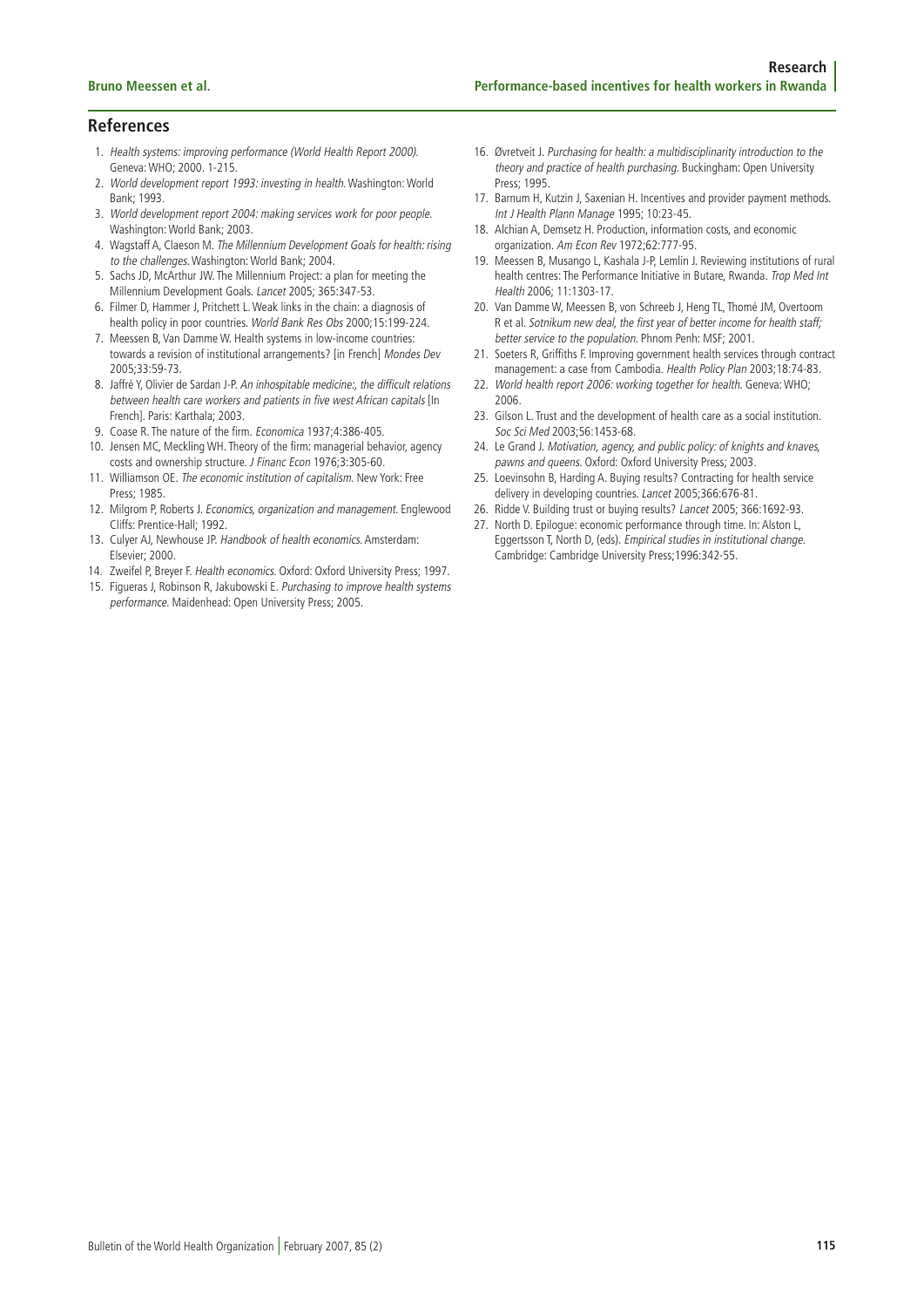## References

1. *Health systems: improving performance (World Health Report 2000).* Geneva: WHO; 2000. 1-215.
2. *World development report 1993: investing in health.* Washington: World Bank; 1993.
3. *World development report 2004: making services work for poor people.* Washington: World Bank; 2003.
4. Wagstaff A, Claeson M. *The Millennium Development Goals for health: rising to the challenges.* Washington: World Bank; 2004.
5. Sachs JD, McArthur JW. The Millennium Project: a plan for meeting the Millennium Development Goals. *Lancet* 2005; 365:347-53.
6. Filmer D, Hammer J, Pritchett L. Weak links in the chain: a diagnosis of health policy in poor countries. *World Bank Res Obs* 2000;15:199-224.
7. Meessen B, Van Damme W. Health systems in low-income countries: towards a revision of institutional arrangements? [in French] *Mondes Dev* 2005;33:59-73.
8. Jaffré Y, Olivier de Sardan J-P. *An inhospitable medicine:, the difficult relations between health care workers and patients in five west African capitals* [In French]. Paris: Karthala; 2003.
9. Coase R. The nature of the firm. *Economica* 1937;4:386-405.
10. Jensen MC, Meckling WH. Theory of the firm: managerial behavior, agency costs and ownership structure. *J Financ Econ* 1976;3:305-60.
11. Williamson OE. *The economic institution of capitalism.* New York: Free Press; 1985.
12. Milgrom P, Roberts J. *Economics, organization and management.* Englewood Cliffs: Prentice-Hall; 1992.
13. Culyer AJ, Newhouse JP. *Handbook of health economics.* Amsterdam: Elsevier; 2000.
14. Zweifel P, Breyer F. *Health economics.* Oxford: Oxford University Press; 1997.
15. Figueras J, Robinson R, Jakubowski E. *Purchasing to improve health systems performance.* Maidenhead: Open University Press; 2005.
16. Øvretveit J. *Purchasing for health: a multidisciplinarity introduction to the theory and practice of health purchasing.* Buckingham: Open University Press; 1995.
17. Barnum H, Kutzin J, Saxenian H. Incentives and provider payment methods. *Int J Health Plann Manage* 1995; 10:23-45.
18. Alchian A, Demsetz H. Production, information costs, and economic organization. *Am Econ Rev* 1972;62:777-95.
19. Meessen B, Musango L, Kashala J-P, Lemlin J. Reviewing institutions of rural health centres: The Performance Initiative in Butare, Rwanda. *Trop Med Int Health* 2006; 11:1303-17.
20. Van Damme W, Meessen B, von Schreeb J, Heng TL, Thomé JM, Overtoom R et al. *Sotnikum new deal, the first year of better income for health staff; better service to the population.* Phnom Penh: MSF; 2001.
21. Soeters R, Griffiths F. Improving government health services through contract management: a case from Cambodia. *Health Policy Plan* 2003;18:74-83.
22. *World health report 2006: working together for health.* Geneva: WHO; 2006.
23. Gilson L. Trust and the development of health care as a social institution. *Soc Sci Med* 2003;56:1453-68.
24. Le Grand J. *Motivation, agency, and public policy: of knights and knaves, pawns and queens.* Oxford: Oxford University Press; 2003.
25. Loevinsohn B, Harding A. Buying results? Contracting for health service delivery in developing countries. *Lancet* 2005;366:676-81.
26. Ridde V. Building trust or buying results? *Lancet* 2005; 366:1692-93.
27. North D. Epilogue: economic performance through time. In: Alston L, Eggertsson T, North D, (eds). *Empirical studies in institutional change.* Cambridge: Cambridge University Press;1996:342-55.